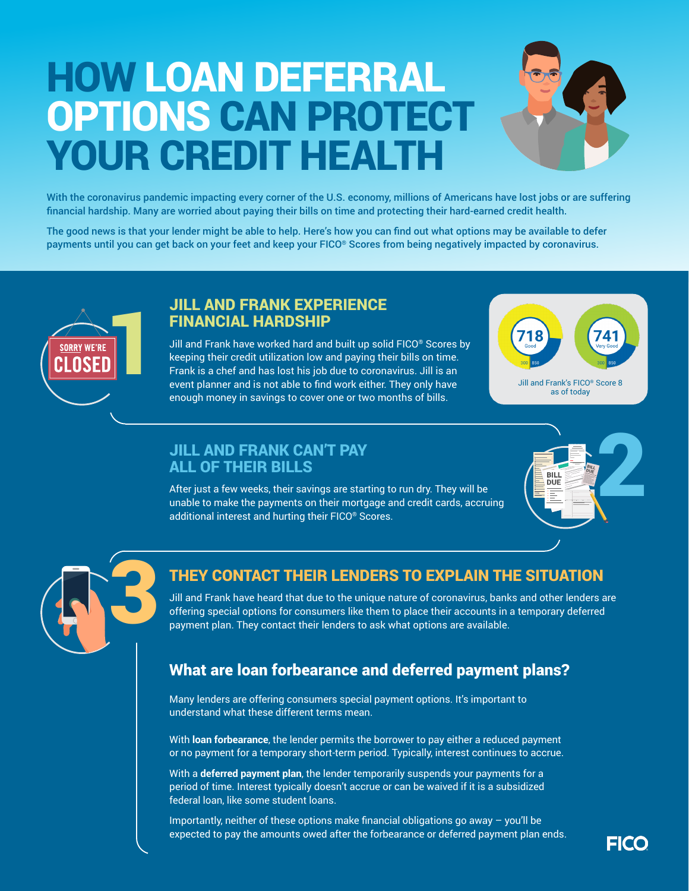# HOW LOAN DEFERRAL OPTIONS CAN PROTECT YOUR CREDIT HEALTH

With the coronavirus pandemic impacting every corner of the U.S. economy, millions of Americans have lost jobs or are suffering financial hardship. Many are worried about paying their bills on time and protecting their hard-earned credit health.

The good news is that your lender might be able to help. Here's how you can find out what options may be available to defer payments until you can get back on your feet and keep your FICO® Scores from being negatively impacted by coronavirus.

## 1 JILL AND FRANK EXPERIENCE FINANCIAL HARDSHIP

Jill and Frank have worked hard and built up solid FICO® Scores by keeping their credit utilization low and paying their bills on time. Frank is a chef and has lost his job due to coronavirus. Jill is an event planner and is not able to find work either. They only have enough money in savings to cover one or two months of bills.

718 Good | 741 Very Good

Jill and Frank's FICO® Score 8 as of today

## 2 JILL AND FRANK CAN'T PAY ALL OF THEIR BILLS

After just a few weeks, their savings are starting to run dry. They will be unable to make the payments on their mortgage and credit cards, accruing additional interest and hurting their FICO® Scores.

## 3 THEY CONTACT THEIR LENDERS TO EXPLAIN THE SITUATION

Jill and Frank have heard that due to the unique nature of coronavirus, banks and other lenders are offering special options for consumers like them to place their accounts in a temporary deferred payment plan. They contact their lenders to ask what options are available.

### What are loan forbearance and deferred payment plans?

Many lenders are offering consumers special payment options. It's important to understand what these different terms mean.

With **loan forbearance**, the lender permits the borrower to pay either a reduced payment or no payment for a temporary short-term period. Typically, interest continues to accrue.

With a **deferred payment plan**, the lender temporarily suspends your payments for a period of time. Interest typically doesn't accrue or can be waived if it is a subsidized federal loan, like some student loans.

Importantly, neither of these options make financial obligations go away – you'll be expected to pay the amounts owed after the forbearance or deferred payment plan ends.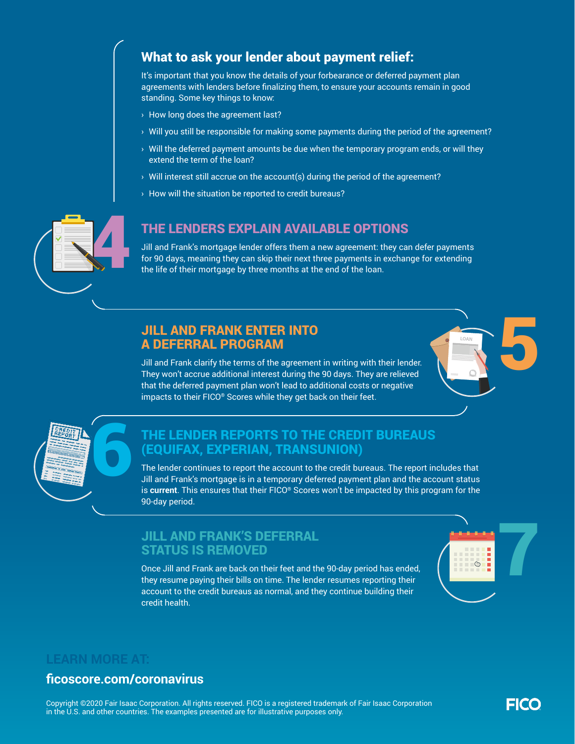## What to ask your lender about payment relief:

It's important that you know the details of your forbearance or deferred payment plan agreements with lenders before finalizing them, to ensure your accounts remain in good standing. Some key things to know:

- How long does the agreement last?
- Will you still be responsible for making some payments during the period of the agreement?
- Will the deferred payment amounts be due when the temporary program ends, or will they extend the term of the loan?
- Will interest still accrue on the account(s) during the period of the agreement?
- How will the situation be reported to credit bureaus?

## 4 THE LENDERS EXPLAIN AVAILABLE OPTIONS

Jill and Frank's mortgage lender offers them a new agreement: they can defer payments for 90 days, meaning they can skip their next three payments in exchange for extending the life of their mortgage by three months at the end of the loan.

## 5 JILL AND FRANK ENTER INTO A DEFERRAL PROGRAM

Jill and Frank clarify the terms of the agreement in writing with their lender. They won't accrue additional interest during the 90 days. They are relieved that the deferred payment plan won't lead to additional costs or negative impacts to their FICO® Scores while they get back on their feet.

## 6 THE LENDER REPORTS TO THE CREDIT BUREAUS (EQUIFAX, EXPERIAN, TRANSUNION)

The lender continues to report the account to the credit bureaus. The report includes that Jill and Frank's mortgage is in a temporary deferred payment plan and the account status is **current**. This ensures that their FICO® Scores won't be impacted by this program for the 90-day period.

## 7 JILL AND FRANK'S DEFERRAL STATUS IS REMOVED

Once Jill and Frank are back on their feet and the 90-day period has ended, they resume paying their bills on time. The lender resumes reporting their account to the credit bureaus as normal, and they continue building their credit health.

LEARN MORE AT:

**ficoscore.com/coronavirus**

Copyright ©2020 Fair Isaac Corporation. All rights reserved. FICO is a registered trademark of Fair Isaac Corporation in the U.S. and other countries. The examples presented are for illustrative purposes only.

FICO